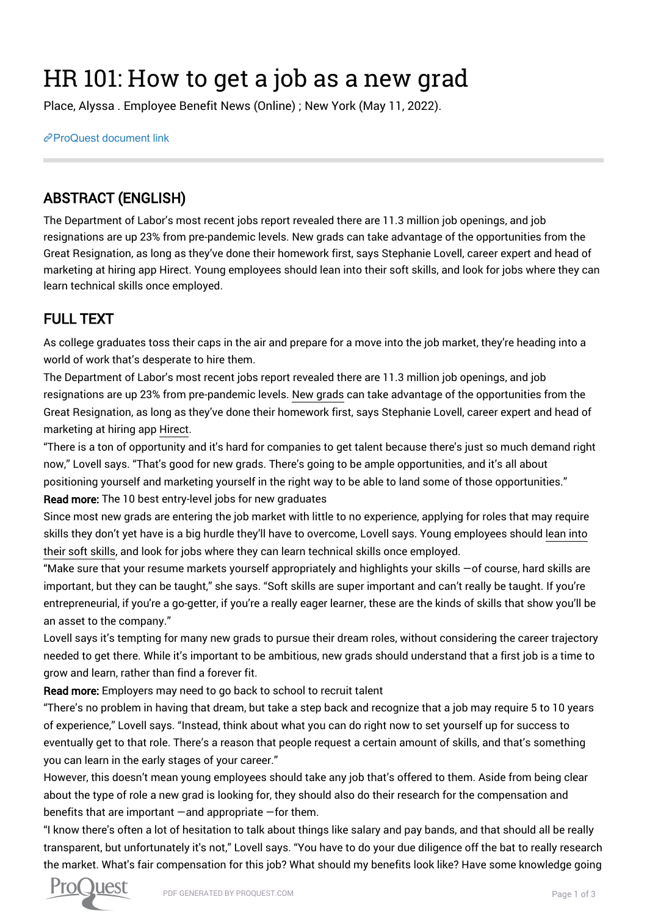# HR 101: How to get a job as a new grad

Place, Alyssa . Employee Benefit News (Online) ; New York (May 11, 2022).

ProQuest document link

## ABSTRACT (ENGLISH)

The Department of Labor's most recent jobs report revealed there are 11.3 million job openings, and job resignations are up 23% from pre-pandemic levels. New grads can take advantage of the opportunities from the Great Resignation, as long as they've done their homework first, says Stephanie Lovell, career expert and head of marketing at hiring app Hirect. Young employees should lean into their soft skills, and look for jobs where they can learn technical skills once employed.

## FULL TEXT

As college graduates toss their caps in the air and prepare for a move into the job market, they're heading into a world of work that's desperate to hire them.

The Department of Labor's most recent jobs report revealed there are 11.3 million job openings, and job resignations are up 23% from pre-pandemic levels. New grads can take advantage of the opportunities from the Great Resignation, as long as they've done their homework first, says Stephanie Lovell, career expert and head of marketing at hiring app Hirect.

"There is a ton of opportunity and it's hard for companies to get talent because there's just so much demand right now," Lovell says. "That's good for new grads. There's going to be ample opportunities, and it's all about positioning yourself and marketing yourself in the right way to be able to land some of those opportunities."

**Read more:** The 10 best entry-level jobs for new graduates

Since most new grads are entering the job market with little to no experience, applying for roles that may require skills they don't yet have is a big hurdle they'll have to overcome, Lovell says. Young employees should lean into their soft skills, and look for jobs where they can learn technical skills once employed.

"Make sure that your resume markets yourself appropriately and highlights your skills —of course, hard skills are important, but they can be taught," she says. "Soft skills are super important and can't really be taught. If you're entrepreneurial, if you're a go-getter, if you're a really eager learner, these are the kinds of skills that show you'll be an asset to the company."

Lovell says it's tempting for many new grads to pursue their dream roles, without considering the career trajectory needed to get there. While it's important to be ambitious, new grads should understand that a first job is a time to grow and learn, rather than find a forever fit.

**Read more:** Employers may need to go back to school to recruit talent

"There's no problem in having that dream, but take a step back and recognize that a job may require 5 to 10 years of experience," Lovell says. "Instead, think about what you can do right now to set yourself up for success to eventually get to that role. There's a reason that people request a certain amount of skills, and that's something you can learn in the early stages of your career."

However, this doesn't mean young employees should take any job that's offered to them. Aside from being clear about the type of role a new grad is looking for, they should also do their research for the compensation and benefits that are important —and appropriate —for them.

"I know there's often a lot of hesitation to talk about things like salary and pay bands, and that should all be really transparent, but unfortunately it's not," Lovell says. "You have to do your due diligence off the bat to really research the market. What's fair compensation for this job? What should my benefits look like? Have some knowledge going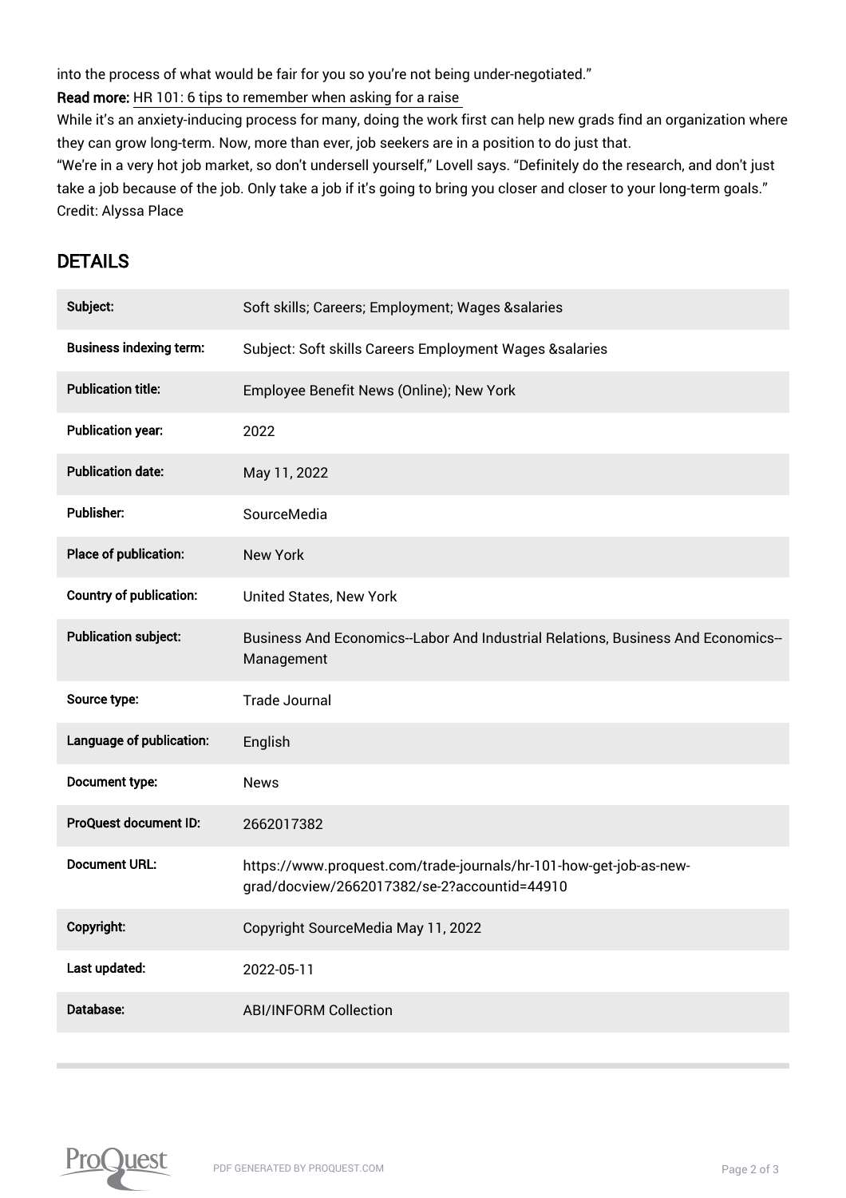into the process of what would be fair for you so you're not being under-negotiated."

**Read more:** HR 101: 6 tips to remember when asking for a raise

While it's an anxiety-inducing process for many, doing the work first can help new grads find an organization where they can grow long-term. Now, more than ever, job seekers are in a position to do just that.

"We're in a very hot job market, so don't undersell yourself," Lovell says. "Definitely do the research, and don't just take a job because of the job. Only take a job if it's going to bring you closer and closer to your long-term goals."

Credit: Alyssa Place

## DETAILS

| | |
|---|---|
| **Subject:** | Soft skills; Careers; Employment; Wages &salaries |
| **Business indexing term:** | Subject: Soft skills Careers Employment Wages &salaries |
| **Publication title:** | Employee Benefit News (Online); New York |
| **Publication year:** | 2022 |
| **Publication date:** | May 11, 2022 |
| **Publisher:** | SourceMedia |
| **Place of publication:** | New York |
| **Country of publication:** | United States, New York |
| **Publication subject:** | Business And Economics--Labor And Industrial Relations, Business And Economics--Management |
| **Source type:** | Trade Journal |
| **Language of publication:** | English |
| **Document type:** | News |
| **ProQuest document ID:** | 2662017382 |
| **Document URL:** | https://www.proquest.com/trade-journals/hr-101-how-get-job-as-new-grad/docview/2662017382/se-2?accountid=44910 |
| **Copyright:** | Copyright SourceMedia May 11, 2022 |
| **Last updated:** | 2022-05-11 |
| **Database:** | ABI/INFORM Collection |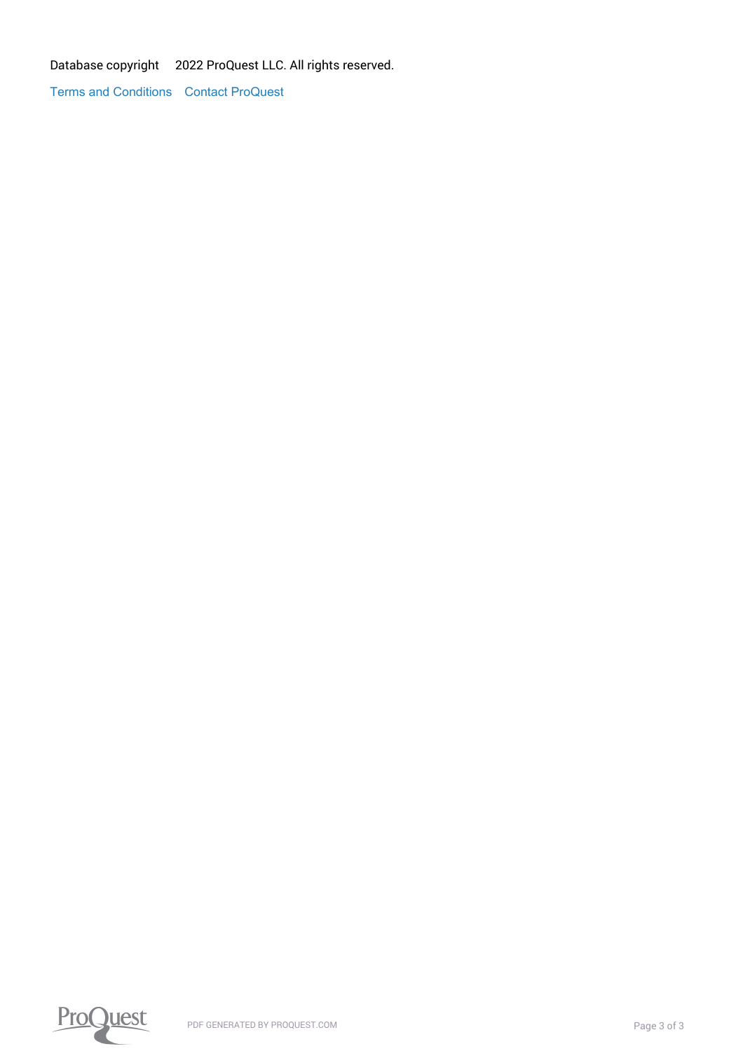Database copyright 2022 ProQuest LLC. All rights reserved.

Terms and Conditions Contact ProQuest